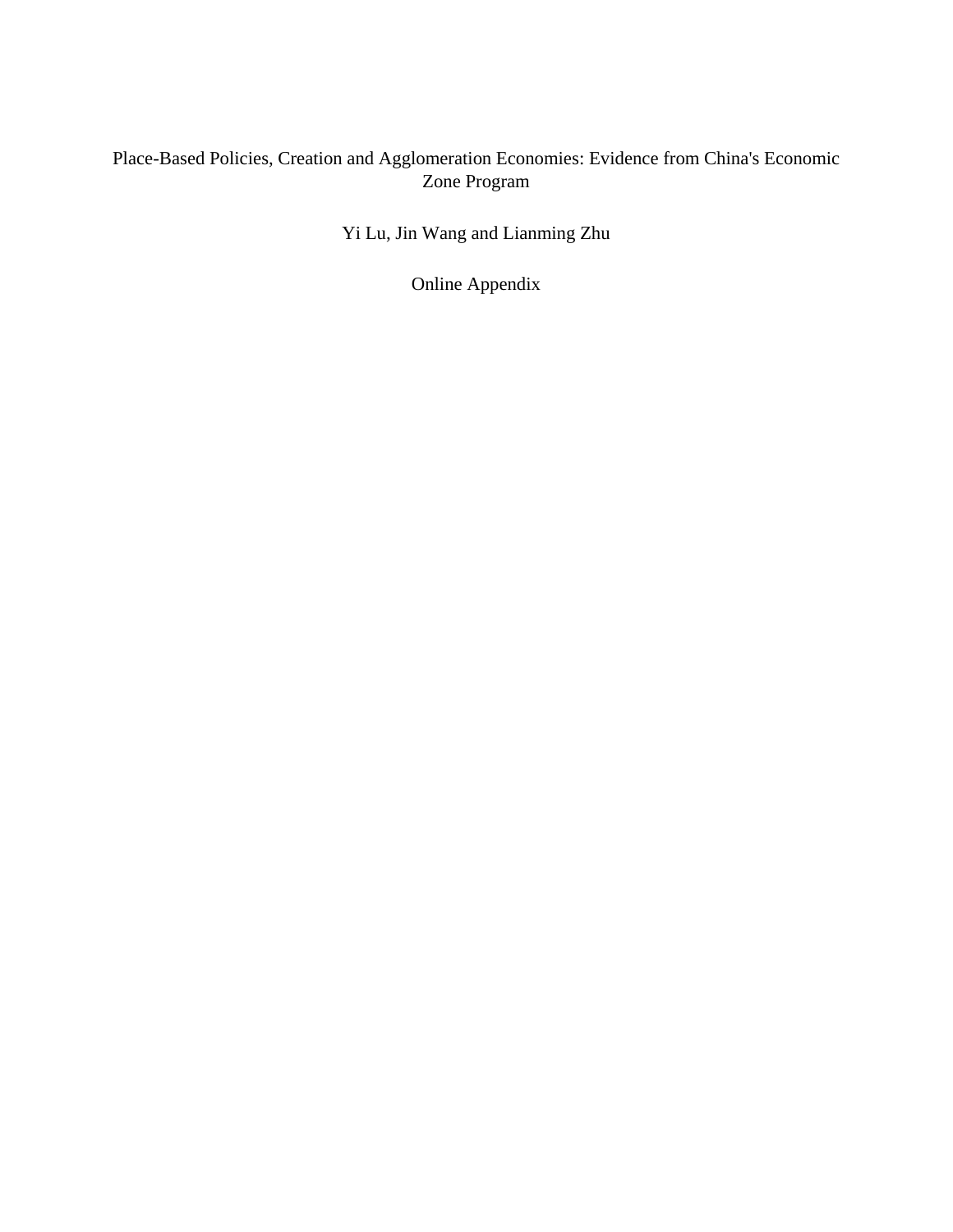# Place-Based Policies, Creation and Agglomeration Economies: Evidence from China's Economic Zone Program

Yi Lu, Jin Wang and Lianming Zhu

Online Appendix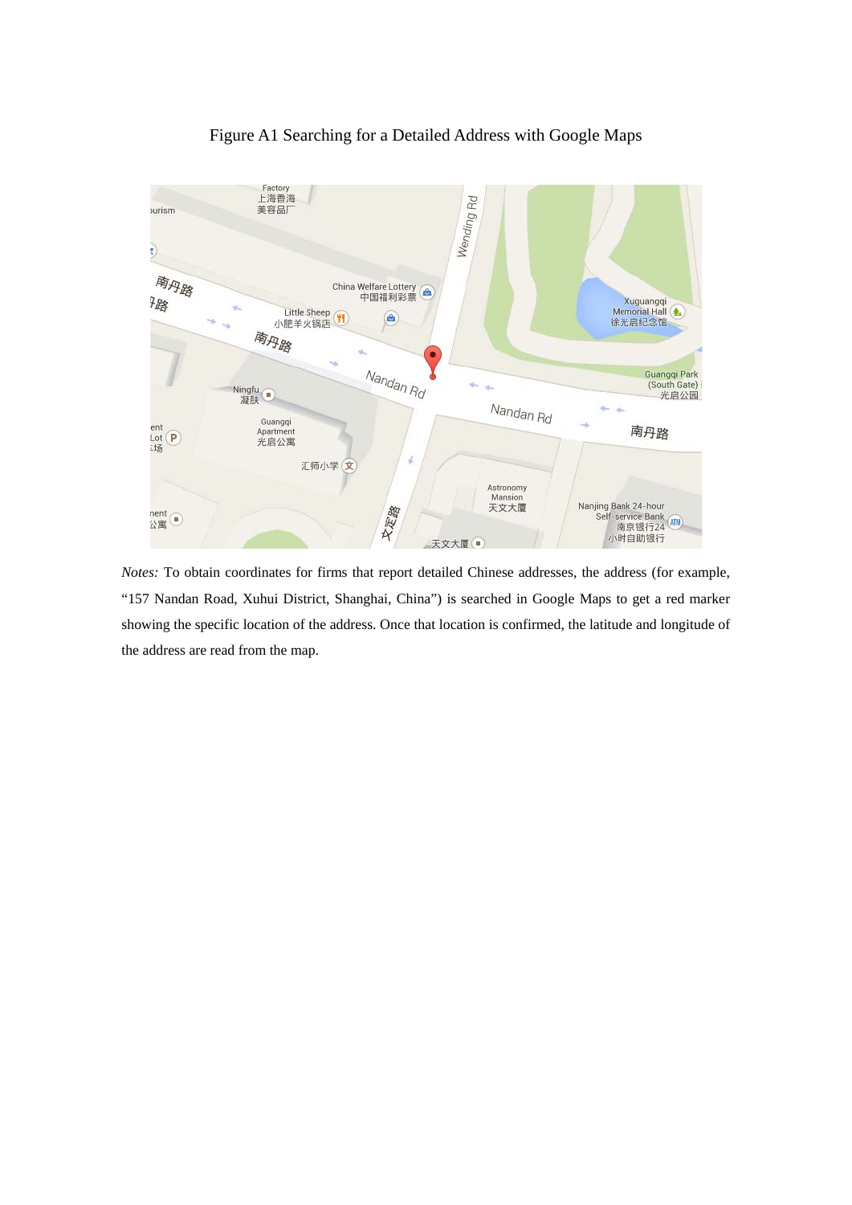Figure A1 Searching for a Detailed Address with Google Maps

*Notes:* To obtain coordinates for firms that report detailed Chinese addresses, the address (for example, "157 Nandan Road, Xuhui District, Shanghai, China") is searched in Google Maps to get a red marker showing the specific location of the address. Once that location is confirmed, the latitude and longitude of the address are read from the map.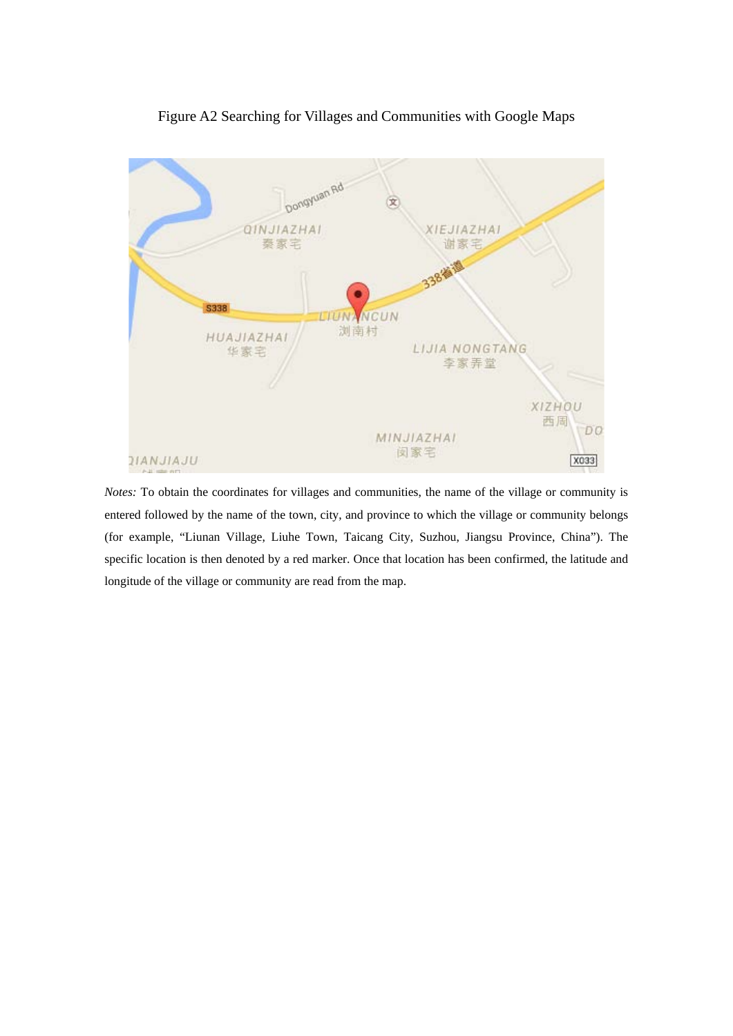Figure A2 Searching for Villages and Communities with Google Maps

*Notes:* To obtain the coordinates for villages and communities, the name of the village or community is entered followed by the name of the town, city, and province to which the village or community belongs (for example, "Liunan Village, Liuhe Town, Taicang City, Suzhou, Jiangsu Province, China"). The specific location is then denoted by a red marker. Once that location has been confirmed, the latitude and longitude of the village or community are read from the map.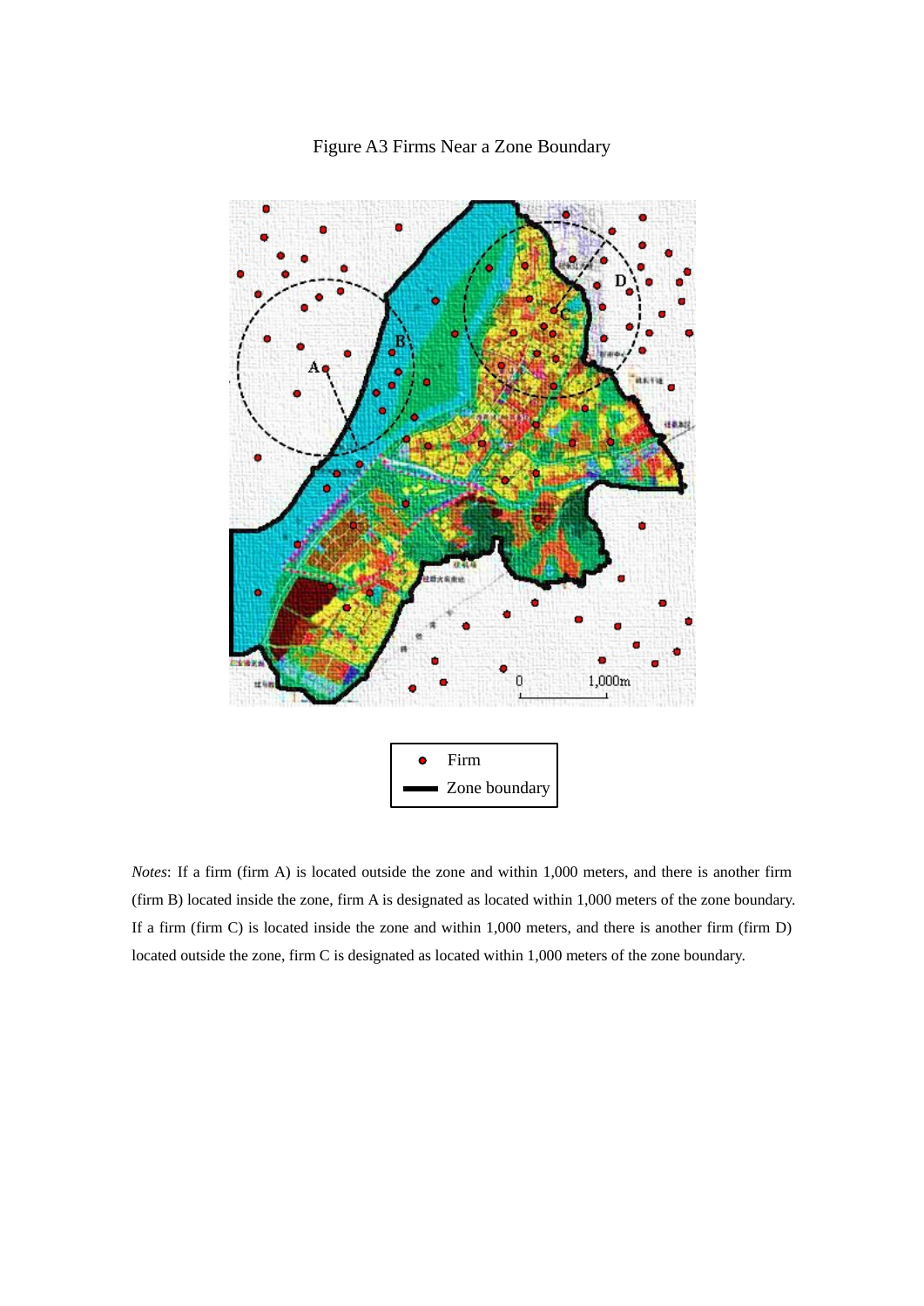Figure A3 Firms Near a Zone Boundary

| Symbol | Meaning |
| --- | --- |
| ● | Firm |
| ▬ | Zone boundary |

*Notes*: If a firm (firm A) is located outside the zone and within 1,000 meters, and there is another firm (firm B) located inside the zone, firm A is designated as located within 1,000 meters of the zone boundary. If a firm (firm C) is located inside the zone and within 1,000 meters, and there is another firm (firm D) located outside the zone, firm C is designated as located within 1,000 meters of the zone boundary.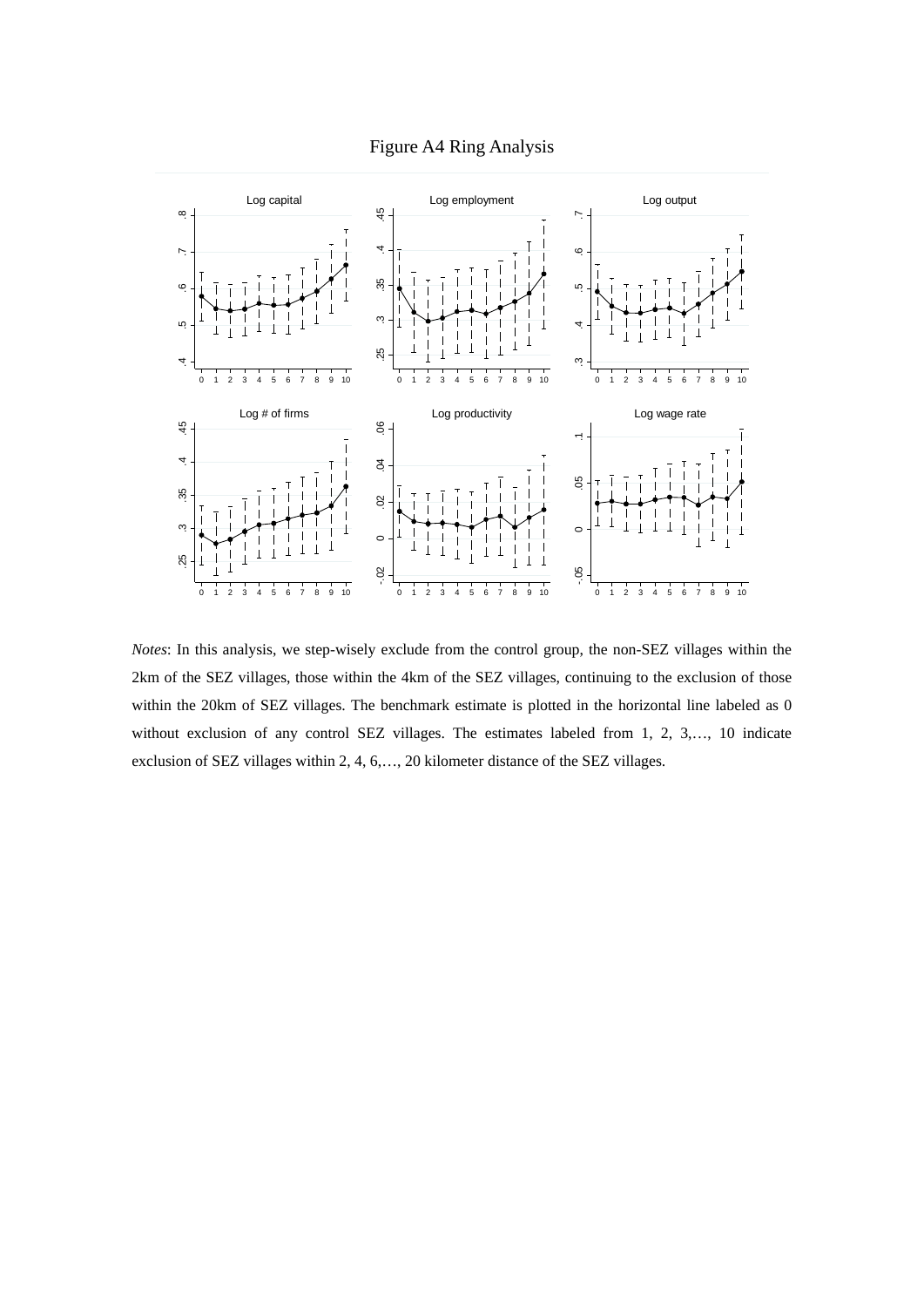Figure A4 Ring Analysis

*Notes*: In this analysis, we step-wisely exclude from the control group, the non-SEZ villages within the 2km of the SEZ villages, those within the 4km of the SEZ villages, continuing to the exclusion of those within the 20km of SEZ villages. The benchmark estimate is plotted in the horizontal line labeled as 0 without exclusion of any control SEZ villages. The estimates labeled from 1, 2, 3,…, 10 indicate exclusion of SEZ villages within 2, 4, 6,…, 20 kilometer distance of the SEZ villages.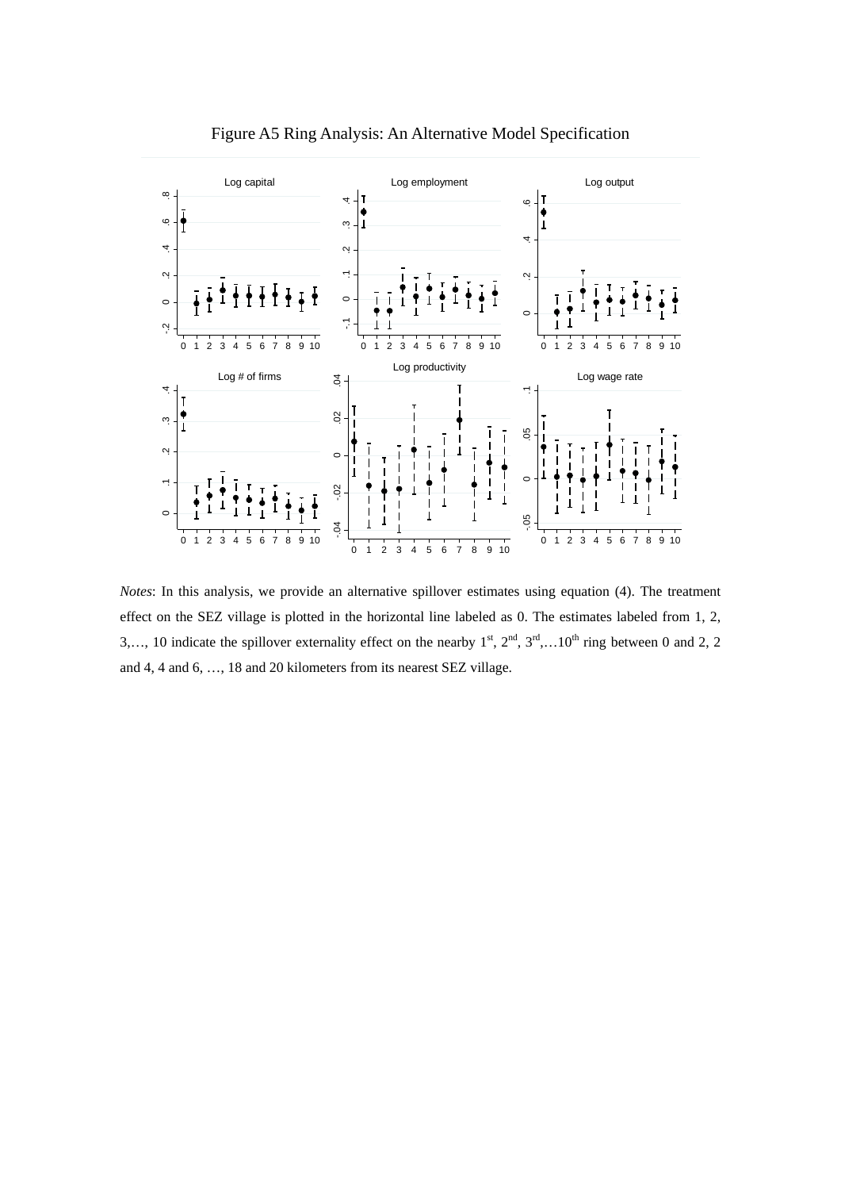Figure A5 Ring Analysis: An Alternative Model Specification

*Notes*: In this analysis, we provide an alternative spillover estimates using equation (4). The treatment effect on the SEZ village is plotted in the horizontal line labeled as 0. The estimates labeled from 1, 2, 3,…, 10 indicate the spillover externality effect on the nearby 1st, 2nd, 3rd,…10th ring between 0 and 2, 2 and 4, 4 and 6, …, 18 and 20 kilometers from its nearest SEZ village.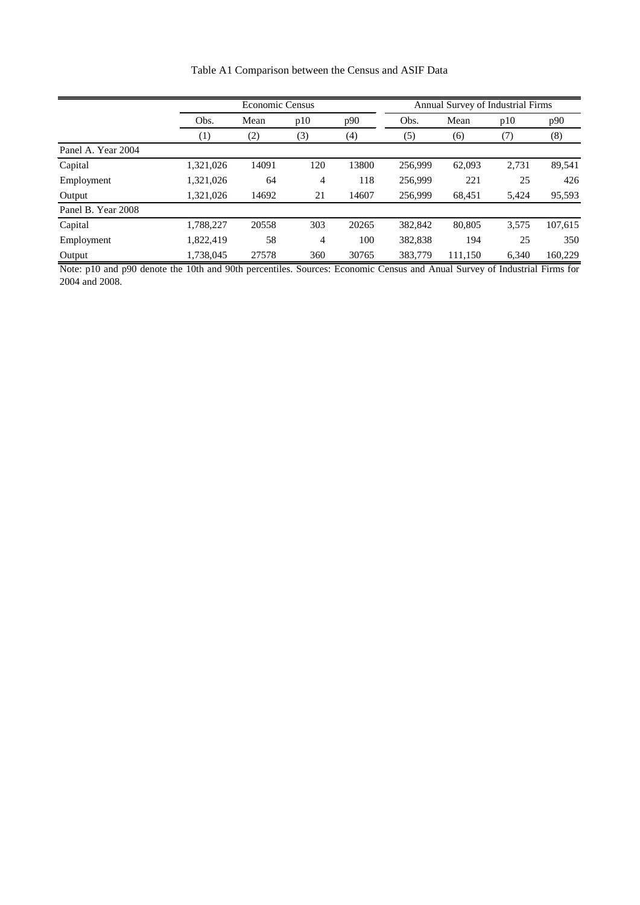Table A1 Comparison between the Census and ASIF Data

| | Economic Census | | | | Annual Survey of Industrial Firms | | | |
|---|---|---|---|---|---|---|---|---|
| | Obs. | Mean | p10 | p90 | Obs. | Mean | p10 | p90 |
| | (1) | (2) | (3) | (4) | (5) | (6) | (7) | (8) |
| Panel A. Year 2004 | | | | | | | | |
| Capital | 1,321,026 | 14091 | 120 | 13800 | 256,999 | 62,093 | 2,731 | 89,541 |
| Employment | 1,321,026 | 64 | 4 | 118 | 256,999 | 221 | 25 | 426 |
| Output | 1,321,026 | 14692 | 21 | 14607 | 256,999 | 68,451 | 5,424 | 95,593 |
| Panel B. Year 2008 | | | | | | | | |
| Capital | 1,788,227 | 20558 | 303 | 20265 | 382,842 | 80,805 | 3,575 | 107,615 |
| Employment | 1,822,419 | 58 | 4 | 100 | 382,838 | 194 | 25 | 350 |
| Output | 1,738,045 | 27578 | 360 | 30765 | 383,779 | 111,150 | 6,340 | 160,229 |

Note: p10 and p90 denote the 10th and 90th percentiles. Sources: Economic Census and Anual Survey of Industrial Firms for 2004 and 2008.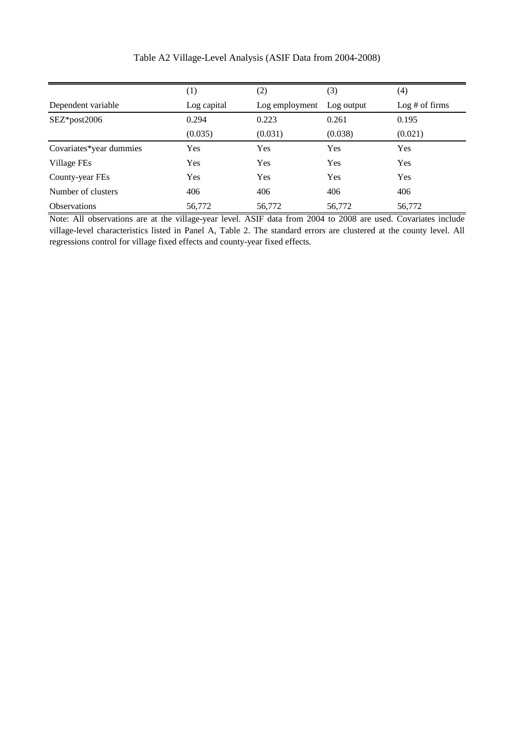Table A2 Village-Level Analysis (ASIF Data from 2004-2008)

| | (1) | (2) | (3) | (4) |
|---|---|---|---|---|
| Dependent variable | Log capital | Log employment | Log output | Log # of firms |
| SEZ*post2006 | 0.294 | 0.223 | 0.261 | 0.195 |
| | (0.035) | (0.031) | (0.038) | (0.021) |
| Covariates*year dummies | Yes | Yes | Yes | Yes |
| Village FEs | Yes | Yes | Yes | Yes |
| County-year FEs | Yes | Yes | Yes | Yes |
| Number of clusters | 406 | 406 | 406 | 406 |
| Observations | 56,772 | 56,772 | 56,772 | 56,772 |

Note: All observations are at the village-year level. ASIF data from 2004 to 2008 are used. Covariates include village-level characteristics listed in Panel A, Table 2. The standard errors are clustered at the county level. All regressions control for village fixed effects and county-year fixed effects.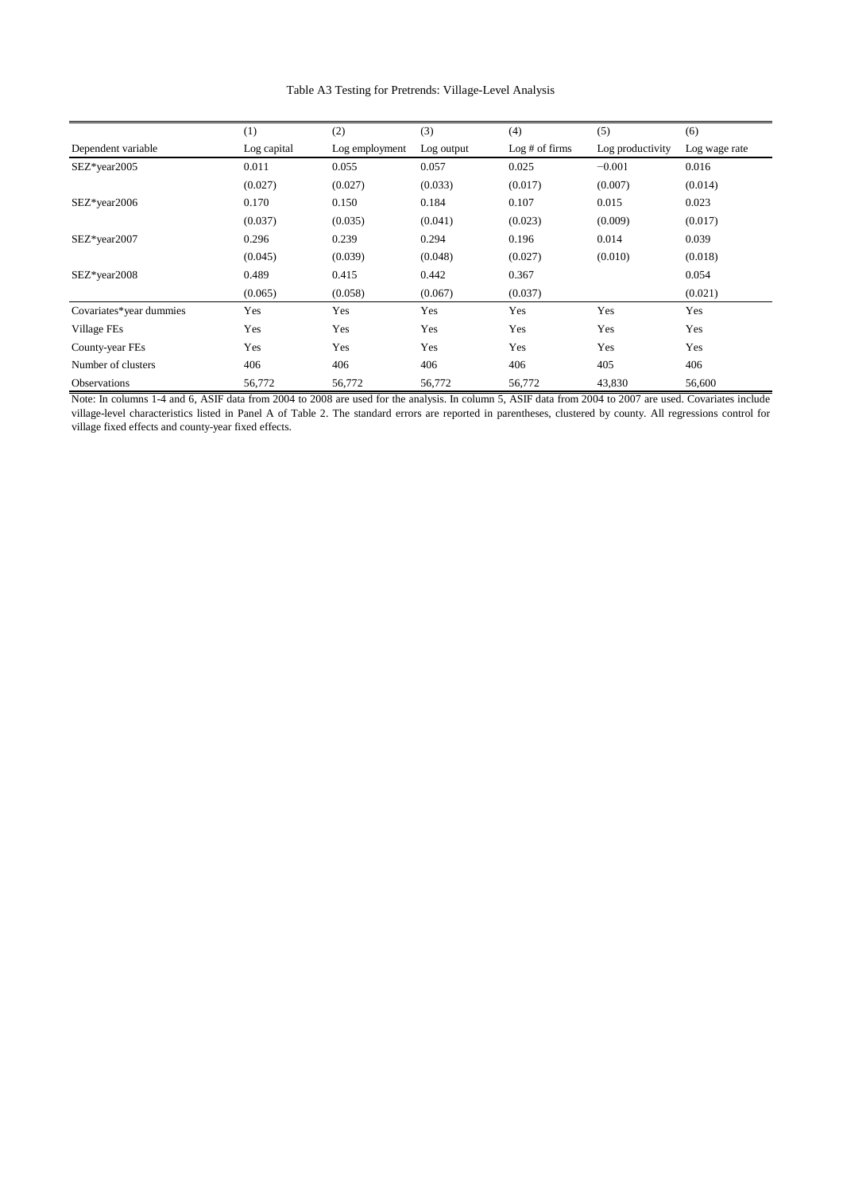Table A3 Testing for Pretrends: Village-Level Analysis

| | (1) | (2) | (3) | (4) | (5) | (6) |
|---|---|---|---|---|---|---|
| Dependent variable | Log capital | Log employment | Log output | Log # of firms | Log productivity | Log wage rate |
| SEZ*year2005 | 0.011 | 0.055 | 0.057 | 0.025 | −0.001 | 0.016 |
| | (0.027) | (0.027) | (0.033) | (0.017) | (0.007) | (0.014) |
| SEZ*year2006 | 0.170 | 0.150 | 0.184 | 0.107 | 0.015 | 0.023 |
| | (0.037) | (0.035) | (0.041) | (0.023) | (0.009) | (0.017) |
| SEZ*year2007 | 0.296 | 0.239 | 0.294 | 0.196 | 0.014 | 0.039 |
| | (0.045) | (0.039) | (0.048) | (0.027) | (0.010) | (0.018) |
| SEZ*year2008 | 0.489 | 0.415 | 0.442 | 0.367 | | 0.054 |
| | (0.065) | (0.058) | (0.067) | (0.037) | | (0.021) |
| Covariates*year dummies | Yes | Yes | Yes | Yes | Yes | Yes |
| Village FEs | Yes | Yes | Yes | Yes | Yes | Yes |
| County-year FEs | Yes | Yes | Yes | Yes | Yes | Yes |
| Number of clusters | 406 | 406 | 406 | 406 | 405 | 406 |
| Observations | 56,772 | 56,772 | 56,772 | 56,772 | 43,830 | 56,600 |

Note: In columns 1-4 and 6, ASIF data from 2004 to 2008 are used for the analysis. In column 5, ASIF data from 2004 to 2007 are used. Covariates include village-level characteristics listed in Panel A of Table 2. The standard errors are reported in parentheses, clustered by county. All regressions control for village fixed effects and county-year fixed effects.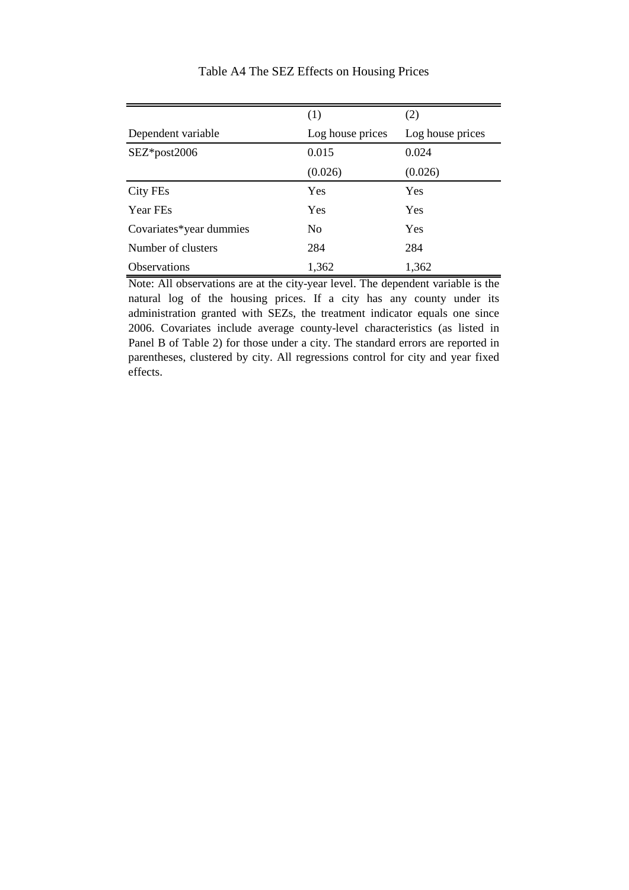Table A4 The SEZ Effects on Housing Prices

| | (1) | (2) |
|---|---|---|
| Dependent variable | Log house prices | Log house prices |
| SEZ*post2006 | 0.015 | 0.024 |
| | (0.026) | (0.026) |
| City FEs | Yes | Yes |
| Year FEs | Yes | Yes |
| Covariates*year dummies | No | Yes |
| Number of clusters | 284 | 284 |
| Observations | 1,362 | 1,362 |

Note: All observations are at the city-year level. The dependent variable is the natural log of the housing prices. If a city has any county under its administration granted with SEZs, the treatment indicator equals one since 2006. Covariates include average county-level characteristics (as listed in Panel B of Table 2) for those under a city. The standard errors are reported in parentheses, clustered by city. All regressions control for city and year fixed effects.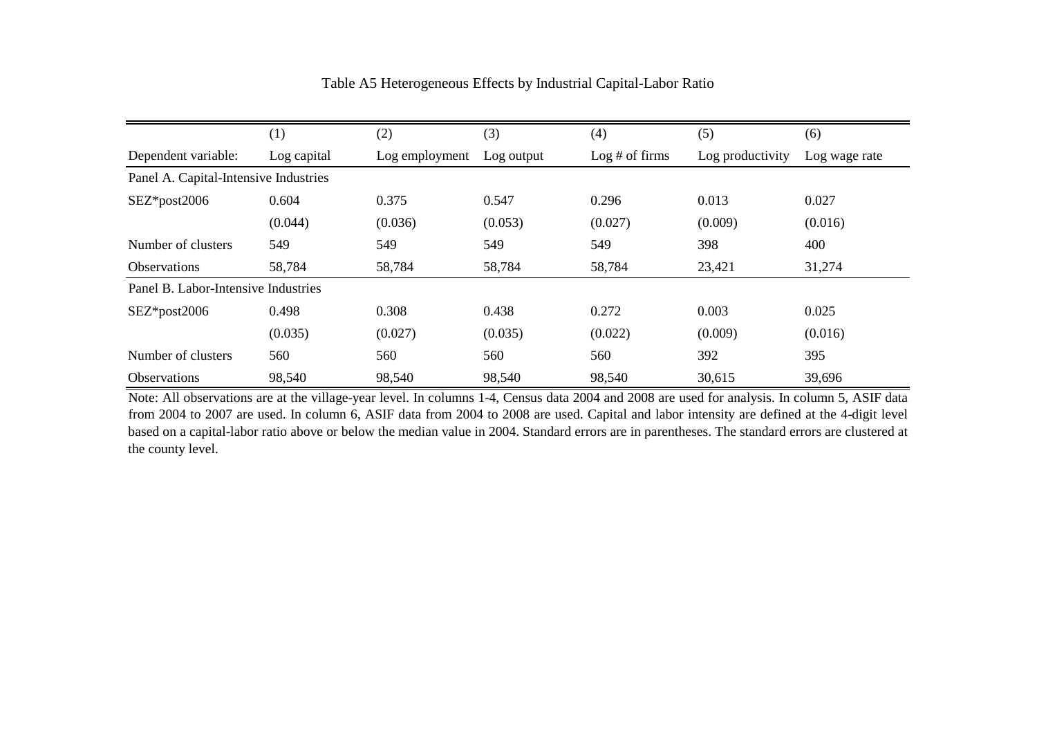Table A5 Heterogeneous Effects by Industrial Capital-Labor Ratio

| | (1) | (2) | (3) | (4) | (5) | (6) |
|---|---|---|---|---|---|---|
| Dependent variable: | Log capital | Log employment | Log output | Log # of firms | Log productivity | Log wage rate |
| Panel A. Capital-Intensive Industries | | | | | | |
| SEZ*post2006 | 0.604 | 0.375 | 0.547 | 0.296 | 0.013 | 0.027 |
| | (0.044) | (0.036) | (0.053) | (0.027) | (0.009) | (0.016) |
| Number of clusters | 549 | 549 | 549 | 549 | 398 | 400 |
| Observations | 58,784 | 58,784 | 58,784 | 58,784 | 23,421 | 31,274 |
| Panel B. Labor-Intensive Industries | | | | | | |
| SEZ*post2006 | 0.498 | 0.308 | 0.438 | 0.272 | 0.003 | 0.025 |
| | (0.035) | (0.027) | (0.035) | (0.022) | (0.009) | (0.016) |
| Number of clusters | 560 | 560 | 560 | 560 | 392 | 395 |
| Observations | 98,540 | 98,540 | 98,540 | 98,540 | 30,615 | 39,696 |

Note: All observations are at the village-year level. In columns 1-4, Census data 2004 and 2008 are used for analysis. In column 5, ASIF data from 2004 to 2007 are used. In column 6, ASIF data from 2004 to 2008 are used. Capital and labor intensity are defined at the 4-digit level based on a capital-labor ratio above or below the median value in 2004. Standard errors are in parentheses. The standard errors are clustered at the county level.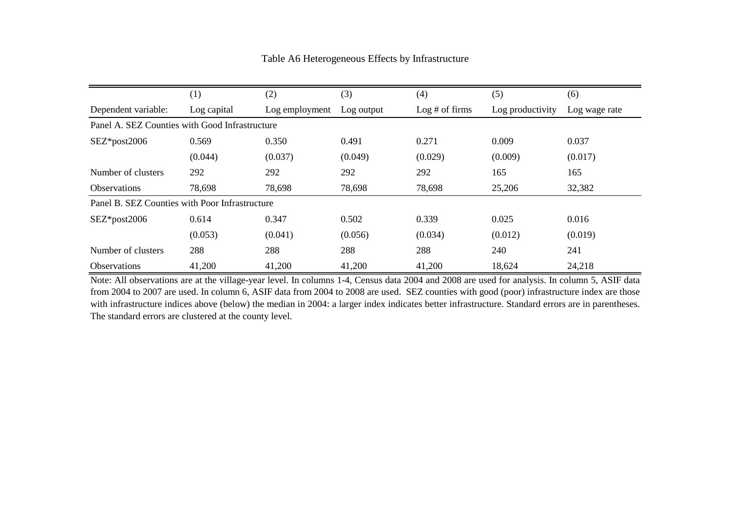Table A6 Heterogeneous Effects by Infrastructure

| | (1) | (2) | (3) | (4) | (5) | (6) |
|---|---|---|---|---|---|---|
| Dependent variable: | Log capital | Log employment | Log output | Log # of firms | Log productivity | Log wage rate |
| Panel A. SEZ Counties with Good Infrastructure | | | | | | |
| SEZ*post2006 | 0.569 | 0.350 | 0.491 | 0.271 | 0.009 | 0.037 |
| | (0.044) | (0.037) | (0.049) | (0.029) | (0.009) | (0.017) |
| Number of clusters | 292 | 292 | 292 | 292 | 165 | 165 |
| Observations | 78,698 | 78,698 | 78,698 | 78,698 | 25,206 | 32,382 |
| Panel B. SEZ Counties with Poor Infrastructure | | | | | | |
| SEZ*post2006 | 0.614 | 0.347 | 0.502 | 0.339 | 0.025 | 0.016 |
| | (0.053) | (0.041) | (0.056) | (0.034) | (0.012) | (0.019) |
| Number of clusters | 288 | 288 | 288 | 288 | 240 | 241 |
| Observations | 41,200 | 41,200 | 41,200 | 41,200 | 18,624 | 24,218 |

Note: All observations are at the village-year level. In columns 1-4, Census data 2004 and 2008 are used for analysis. In column 5, ASIF data from 2004 to 2007 are used. In column 6, ASIF data from 2004 to 2008 are used. SEZ counties with good (poor) infrastructure index are those with infrastructure indices above (below) the median in 2004: a larger index indicates better infrastructure. Standard errors are in parentheses. The standard errors are clustered at the county level.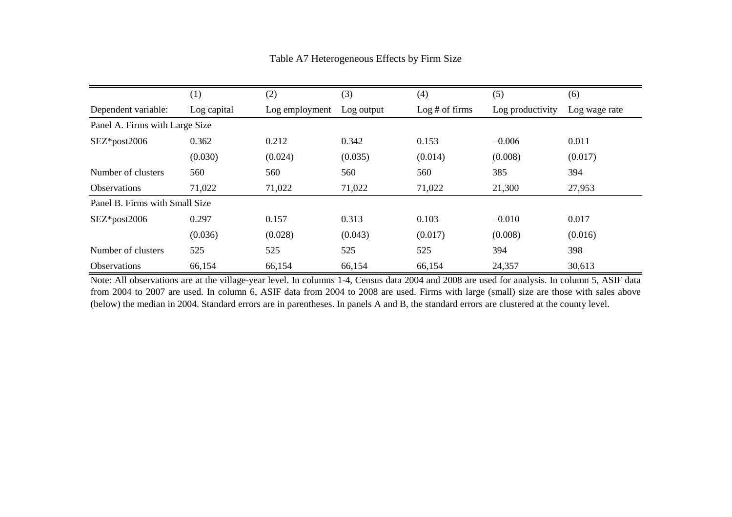Table A7 Heterogeneous Effects by Firm Size

| | (1) | (2) | (3) | (4) | (5) | (6) |
|---|---|---|---|---|---|---|
| Dependent variable: | Log capital | Log employment | Log output | Log # of firms | Log productivity | Log wage rate |
| Panel A. Firms with Large Size | | | | | | |
| SEZ*post2006 | 0.362 | 0.212 | 0.342 | 0.153 | −0.006 | 0.011 |
| | (0.030) | (0.024) | (0.035) | (0.014) | (0.008) | (0.017) |
| Number of clusters | 560 | 560 | 560 | 560 | 385 | 394 |
| Observations | 71,022 | 71,022 | 71,022 | 71,022 | 21,300 | 27,953 |
| Panel B. Firms with Small Size | | | | | | |
| SEZ*post2006 | 0.297 | 0.157 | 0.313 | 0.103 | −0.010 | 0.017 |
| | (0.036) | (0.028) | (0.043) | (0.017) | (0.008) | (0.016) |
| Number of clusters | 525 | 525 | 525 | 525 | 394 | 398 |
| Observations | 66,154 | 66,154 | 66,154 | 66,154 | 24,357 | 30,613 |

Note: All observations are at the village-year level. In columns 1-4, Census data 2004 and 2008 are used for analysis. In column 5, ASIF data from 2004 to 2007 are used. In column 6, ASIF data from 2004 to 2008 are used. Firms with large (small) size are those with sales above (below) the median in 2004. Standard errors are in parentheses. In panels A and B, the standard errors are clustered at the county level.